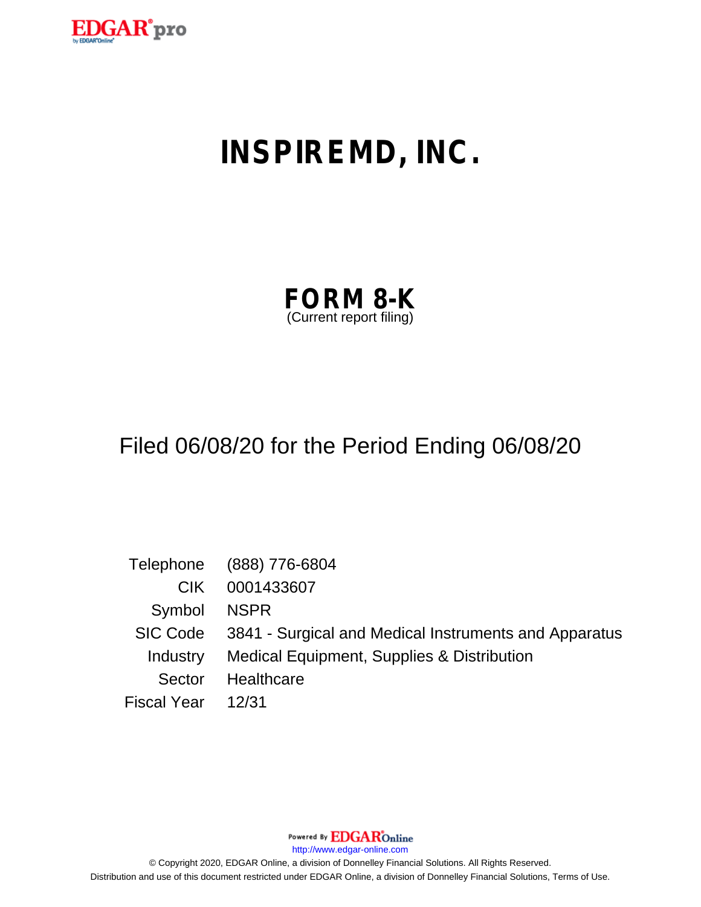# INSPIREMD, INC.

## FORM 8-K

(Current report filing)

Filed 06/08/20 for the Period Ending 06/08/20

| | |
|---|---|
| Telephone | (888) 776-6804 |
| CIK | 0001433607 |
| Symbol | NSPR |
| SIC Code | 3841 - Surgical and Medical Instruments and Apparatus |
| Industry | Medical Equipment, Supplies & Distribution |
| Sector | Healthcare |
| Fiscal Year | 12/31 |

Powered By EDGAR Online

http://www.edgar-online.com

© Copyright 2020, EDGAR Online, a division of Donnelley Financial Solutions. All Rights Reserved.

Distribution and use of this document restricted under EDGAR Online, a division of Donnelley Financial Solutions, Terms of Use.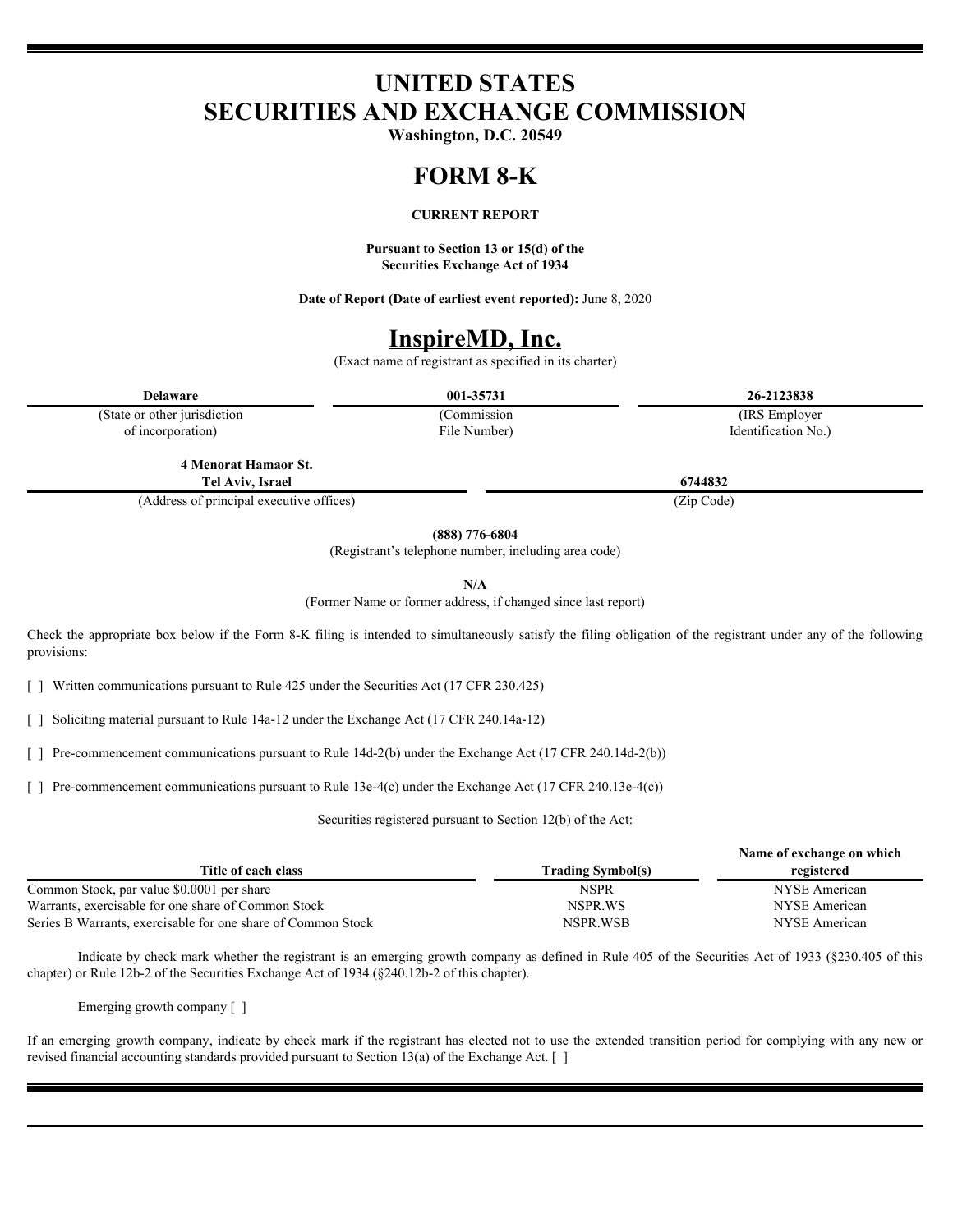# UNITED STATES
# SECURITIES AND EXCHANGE COMMISSION

**Washington, D.C. 20549**

# FORM 8-K

**CURRENT REPORT**

**Pursuant to Section 13 or 15(d) of the Securities Exchange Act of 1934**

**Date of Report (Date of earliest event reported):** June 8, 2020

# InspireMD, Inc.

(Exact name of registrant as specified in its charter)

| **Delaware** | **001-35731** | **26-2123838** |
|---|---|---|
| (State or other jurisdiction of incorporation) | (Commission File Number) | (IRS Employer Identification No.) |

| **4 Menorat Hamaor St. Tel Aviv, Israel** | **6744832** |
|---|---|
| (Address of principal executive offices) | (Zip Code) |

**(888) 776-6804**

(Registrant's telephone number, including area code)

**N/A**

(Former Name or former address, if changed since last report)

Check the appropriate box below if the Form 8-K filing is intended to simultaneously satisfy the filing obligation of the registrant under any of the following provisions:

[ ] Written communications pursuant to Rule 425 under the Securities Act (17 CFR 230.425)

[ ] Soliciting material pursuant to Rule 14a-12 under the Exchange Act (17 CFR 240.14a-12)

[ ] Pre-commencement communications pursuant to Rule 14d-2(b) under the Exchange Act (17 CFR 240.14d-2(b))

[ ] Pre-commencement communications pursuant to Rule 13e-4(c) under the Exchange Act (17 CFR 240.13e-4(c))

Securities registered pursuant to Section 12(b) of the Act:

| Title of each class | Trading Symbol(s) | Name of exchange on which registered |
|---|---|---|
| Common Stock, par value $0.0001 per share | NSPR | NYSE American |
| Warrants, exercisable for one share of Common Stock | NSPR.WS | NYSE American |
| Series B Warrants, exercisable for one share of Common Stock | NSPR.WSB | NYSE American |

Indicate by check mark whether the registrant is an emerging growth company as defined in Rule 405 of the Securities Act of 1933 (§230.405 of this chapter) or Rule 12b-2 of the Securities Exchange Act of 1934 (§240.12b-2 of this chapter).

Emerging growth company [ ]

If an emerging growth company, indicate by check mark if the registrant has elected not to use the extended transition period for complying with any new or revised financial accounting standards provided pursuant to Section 13(a) of the Exchange Act. [ ]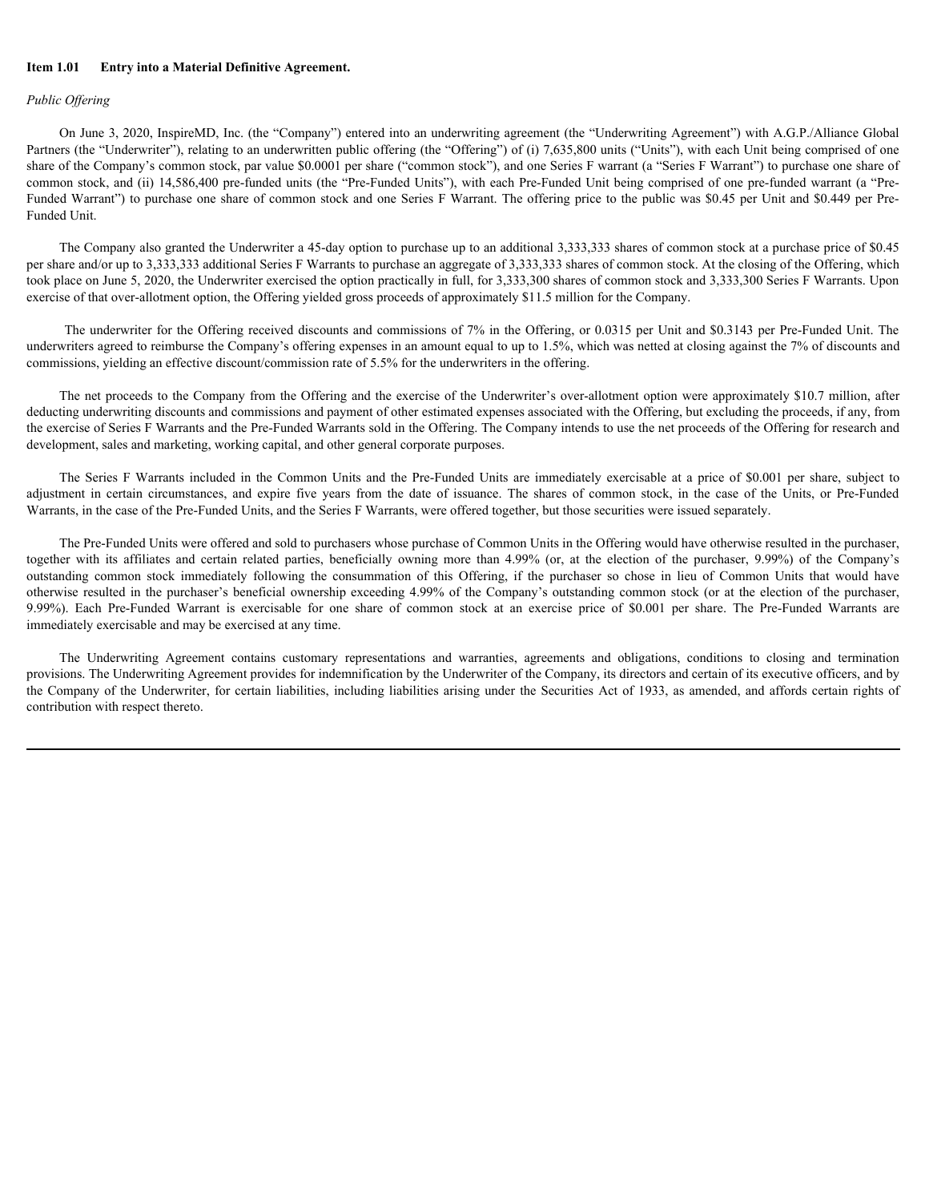**Item 1.01 Entry into a Material Definitive Agreement.**

*Public Offering*

On June 3, 2020, InspireMD, Inc. (the "Company") entered into an underwriting agreement (the "Underwriting Agreement") with A.G.P./Alliance Global Partners (the "Underwriter"), relating to an underwritten public offering (the "Offering") of (i) 7,635,800 units ("Units"), with each Unit being comprised of one share of the Company's common stock, par value $0.0001 per share ("common stock"), and one Series F warrant (a "Series F Warrant") to purchase one share of common stock, and (ii) 14,586,400 pre-funded units (the "Pre-Funded Units"), with each Pre-Funded Unit being comprised of one pre-funded warrant (a "Pre-Funded Warrant") to purchase one share of common stock and one Series F Warrant. The offering price to the public was $0.45 per Unit and $0.449 per Pre-Funded Unit.

The Company also granted the Underwriter a 45-day option to purchase up to an additional 3,333,333 shares of common stock at a purchase price of $0.45 per share and/or up to 3,333,333 additional Series F Warrants to purchase an aggregate of 3,333,333 shares of common stock. At the closing of the Offering, which took place on June 5, 2020, the Underwriter exercised the option practically in full, for 3,333,300 shares of common stock and 3,333,300 Series F Warrants. Upon exercise of that over-allotment option, the Offering yielded gross proceeds of approximately $11.5 million for the Company.

The underwriter for the Offering received discounts and commissions of 7% in the Offering, or 0.0315 per Unit and $0.3143 per Pre-Funded Unit. The underwriters agreed to reimburse the Company's offering expenses in an amount equal to up to 1.5%, which was netted at closing against the 7% of discounts and commissions, yielding an effective discount/commission rate of 5.5% for the underwriters in the offering.

The net proceeds to the Company from the Offering and the exercise of the Underwriter's over-allotment option were approximately $10.7 million, after deducting underwriting discounts and commissions and payment of other estimated expenses associated with the Offering, but excluding the proceeds, if any, from the exercise of Series F Warrants and the Pre-Funded Warrants sold in the Offering. The Company intends to use the net proceeds of the Offering for research and development, sales and marketing, working capital, and other general corporate purposes.

The Series F Warrants included in the Common Units and the Pre-Funded Units are immediately exercisable at a price of $0.001 per share, subject to adjustment in certain circumstances, and expire five years from the date of issuance. The shares of common stock, in the case of the Units, or Pre-Funded Warrants, in the case of the Pre-Funded Units, and the Series F Warrants, were offered together, but those securities were issued separately.

The Pre-Funded Units were offered and sold to purchasers whose purchase of Common Units in the Offering would have otherwise resulted in the purchaser, together with its affiliates and certain related parties, beneficially owning more than 4.99% (or, at the election of the purchaser, 9.99%) of the Company's outstanding common stock immediately following the consummation of this Offering, if the purchaser so chose in lieu of Common Units that would have otherwise resulted in the purchaser's beneficial ownership exceeding 4.99% of the Company's outstanding common stock (or at the election of the purchaser, 9.99%). Each Pre-Funded Warrant is exercisable for one share of common stock at an exercise price of $0.001 per share. The Pre-Funded Warrants are immediately exercisable and may be exercised at any time.

The Underwriting Agreement contains customary representations and warranties, agreements and obligations, conditions to closing and termination provisions. The Underwriting Agreement provides for indemnification by the Underwriter of the Company, its directors and certain of its executive officers, and by the Company of the Underwriter, for certain liabilities, including liabilities arising under the Securities Act of 1933, as amended, and affords certain rights of contribution with respect thereto.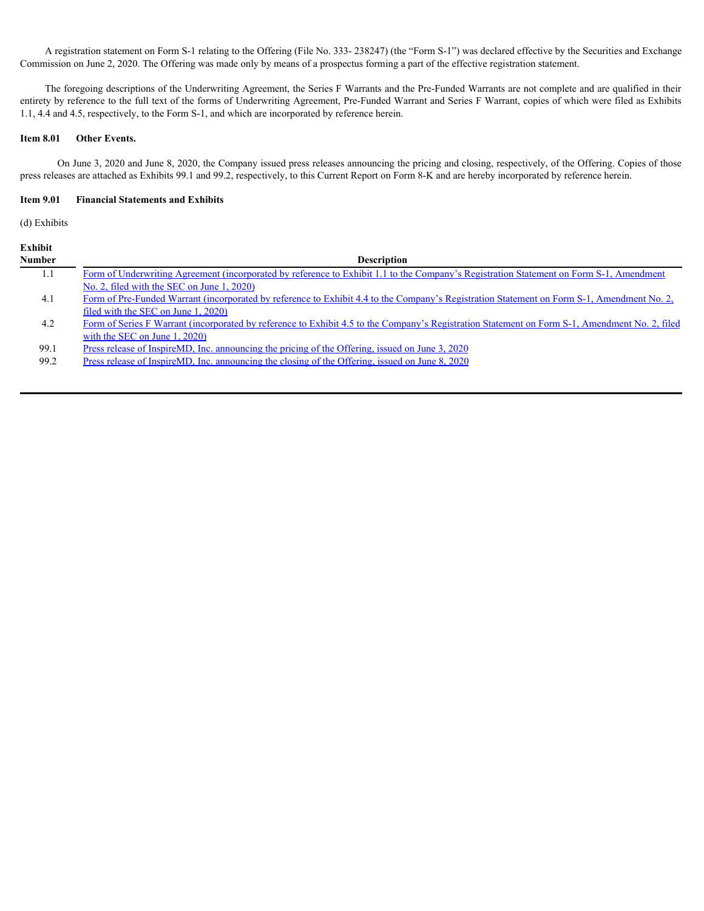A registration statement on Form S-1 relating to the Offering (File No. 333- 238247) (the "Form S-1") was declared effective by the Securities and Exchange Commission on June 2, 2020. The Offering was made only by means of a prospectus forming a part of the effective registration statement.

The foregoing descriptions of the Underwriting Agreement, the Series F Warrants and the Pre-Funded Warrants are not complete and are qualified in their entirety by reference to the full text of the forms of Underwriting Agreement, Pre-Funded Warrant and Series F Warrant, copies of which were filed as Exhibits 1.1, 4.4 and 4.5, respectively, to the Form S-1, and which are incorporated by reference herein.

**Item 8.01 Other Events.**

On June 3, 2020 and June 8, 2020, the Company issued press releases announcing the pricing and closing, respectively, of the Offering. Copies of those press releases are attached as Exhibits 99.1 and 99.2, respectively, to this Current Report on Form 8-K and are hereby incorporated by reference herein.

**Item 9.01 Financial Statements and Exhibits**

(d) Exhibits

| Exhibit Number | Description |
|---|---|
| 1.1 | Form of Underwriting Agreement (incorporated by reference to Exhibit 1.1 to the Company's Registration Statement on Form S-1, Amendment No. 2, filed with the SEC on June 1, 2020) |
| 4.1 | Form of Pre-Funded Warrant (incorporated by reference to Exhibit 4.4 to the Company's Registration Statement on Form S-1, Amendment No. 2, filed with the SEC on June 1, 2020) |
| 4.2 | Form of Series F Warrant (incorporated by reference to Exhibit 4.5 to the Company's Registration Statement on Form S-1, Amendment No. 2, filed with the SEC on June 1, 2020) |
| 99.1 | Press release of InspireMD, Inc. announcing the pricing of the Offering, issued on June 3, 2020 |
| 99.2 | Press release of InspireMD, Inc. announcing the closing of the Offering, issued on June 8, 2020 |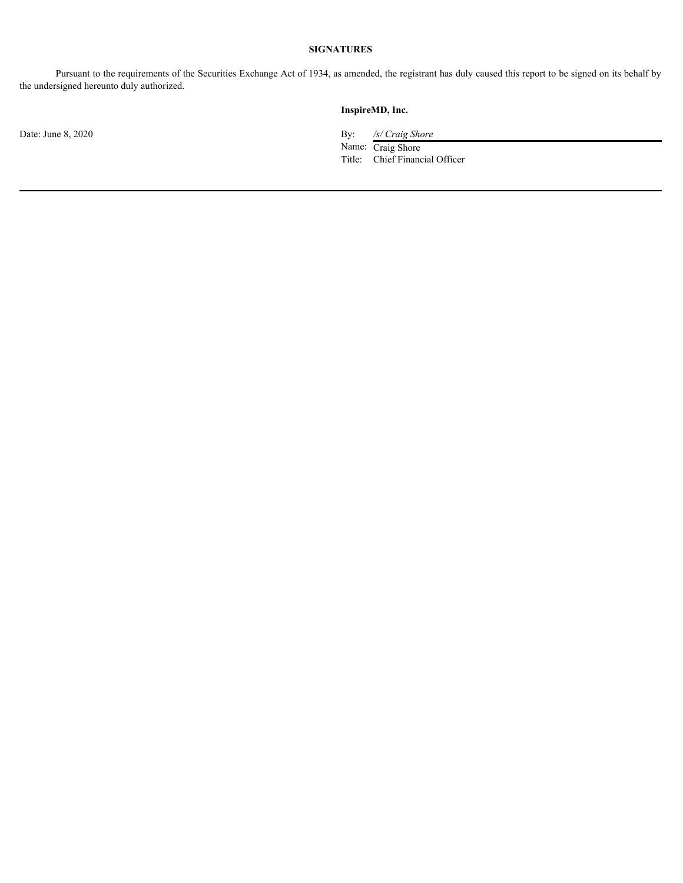**SIGNATURES**

Pursuant to the requirements of the Securities Exchange Act of 1934, as amended, the registrant has duly caused this report to be signed on its behalf by the undersigned hereunto duly authorized.

**InspireMD, Inc.**

Date: June 8, 2020

By: */s/ Craig Shore*
Name: Craig Shore
Title: Chief Financial Officer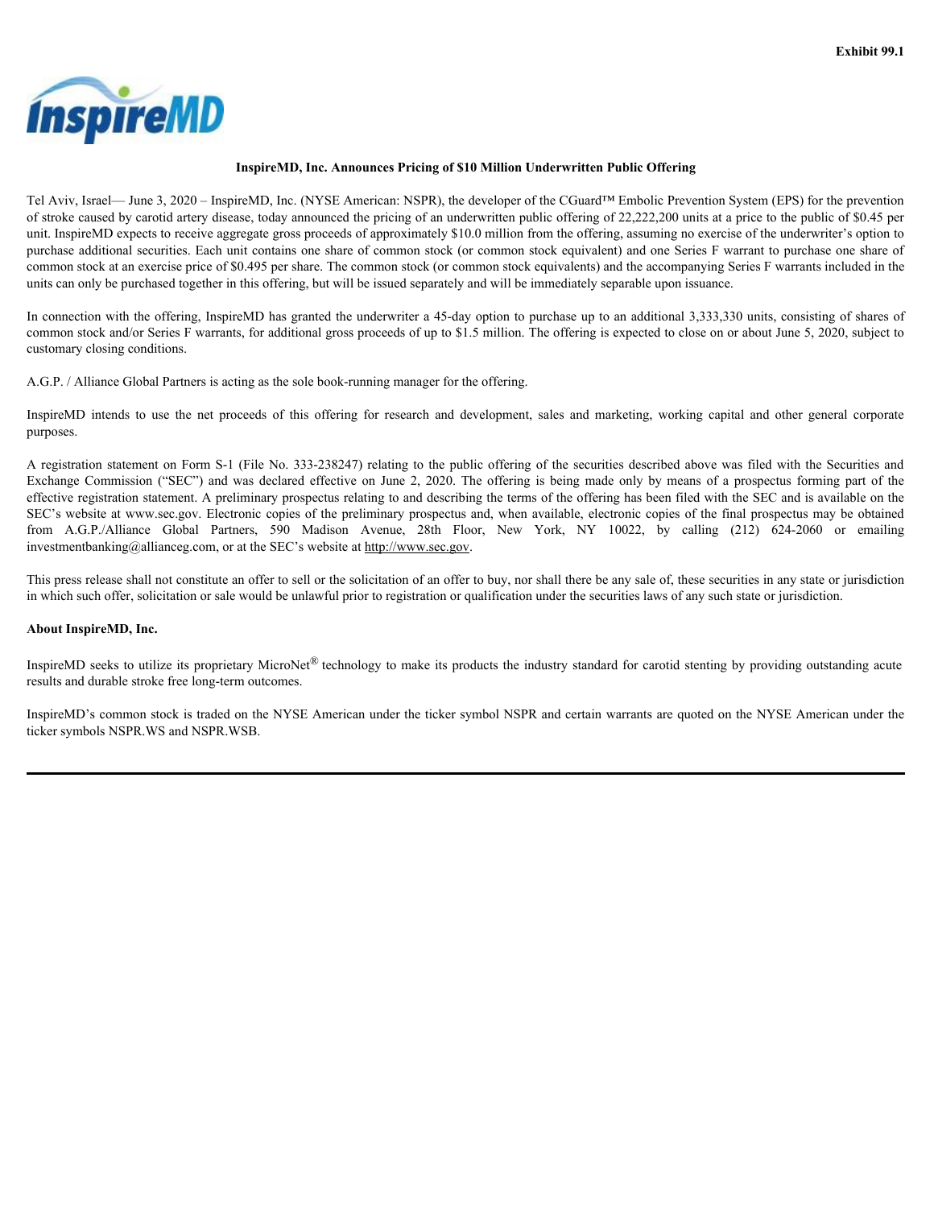Exhibit 99.1

InspireMD

**InspireMD, Inc. Announces Pricing of $10 Million Underwritten Public Offering**

Tel Aviv, Israel— June 3, 2020 – InspireMD, Inc. (NYSE American: NSPR), the developer of the CGuard™ Embolic Prevention System (EPS) for the prevention of stroke caused by carotid artery disease, today announced the pricing of an underwritten public offering of 22,222,200 units at a price to the public of $0.45 per unit. InspireMD expects to receive aggregate gross proceeds of approximately $10.0 million from the offering, assuming no exercise of the underwriter's option to purchase additional securities. Each unit contains one share of common stock (or common stock equivalent) and one Series F warrant to purchase one share of common stock at an exercise price of $0.495 per share. The common stock (or common stock equivalents) and the accompanying Series F warrants included in the units can only be purchased together in this offering, but will be issued separately and will be immediately separable upon issuance.

In connection with the offering, InspireMD has granted the underwriter a 45-day option to purchase up to an additional 3,333,330 units, consisting of shares of common stock and/or Series F warrants, for additional gross proceeds of up to $1.5 million. The offering is expected to close on or about June 5, 2020, subject to customary closing conditions.

A.G.P. / Alliance Global Partners is acting as the sole book-running manager for the offering.

InspireMD intends to use the net proceeds of this offering for research and development, sales and marketing, working capital and other general corporate purposes.

A registration statement on Form S-1 (File No. 333-238247) relating to the public offering of the securities described above was filed with the Securities and Exchange Commission ("SEC") and was declared effective on June 2, 2020. The offering is being made only by means of a prospectus forming part of the effective registration statement. A preliminary prospectus relating to and describing the terms of the offering has been filed with the SEC and is available on the SEC's website at www.sec.gov. Electronic copies of the preliminary prospectus and, when available, electronic copies of the final prospectus may be obtained from A.G.P./Alliance Global Partners, 590 Madison Avenue, 28th Floor, New York, NY 10022, by calling (212) 624-2060 or emailing investmentbanking@allianceg.com, or at the SEC's website at http://www.sec.gov.

This press release shall not constitute an offer to sell or the solicitation of an offer to buy, nor shall there be any sale of, these securities in any state or jurisdiction in which such offer, solicitation or sale would be unlawful prior to registration or qualification under the securities laws of any such state or jurisdiction.

**About InspireMD, Inc.**

InspireMD seeks to utilize its proprietary MicroNet® technology to make its products the industry standard for carotid stenting by providing outstanding acute results and durable stroke free long-term outcomes.

InspireMD's common stock is traded on the NYSE American under the ticker symbol NSPR and certain warrants are quoted on the NYSE American under the ticker symbols NSPR.WS and NSPR.WSB.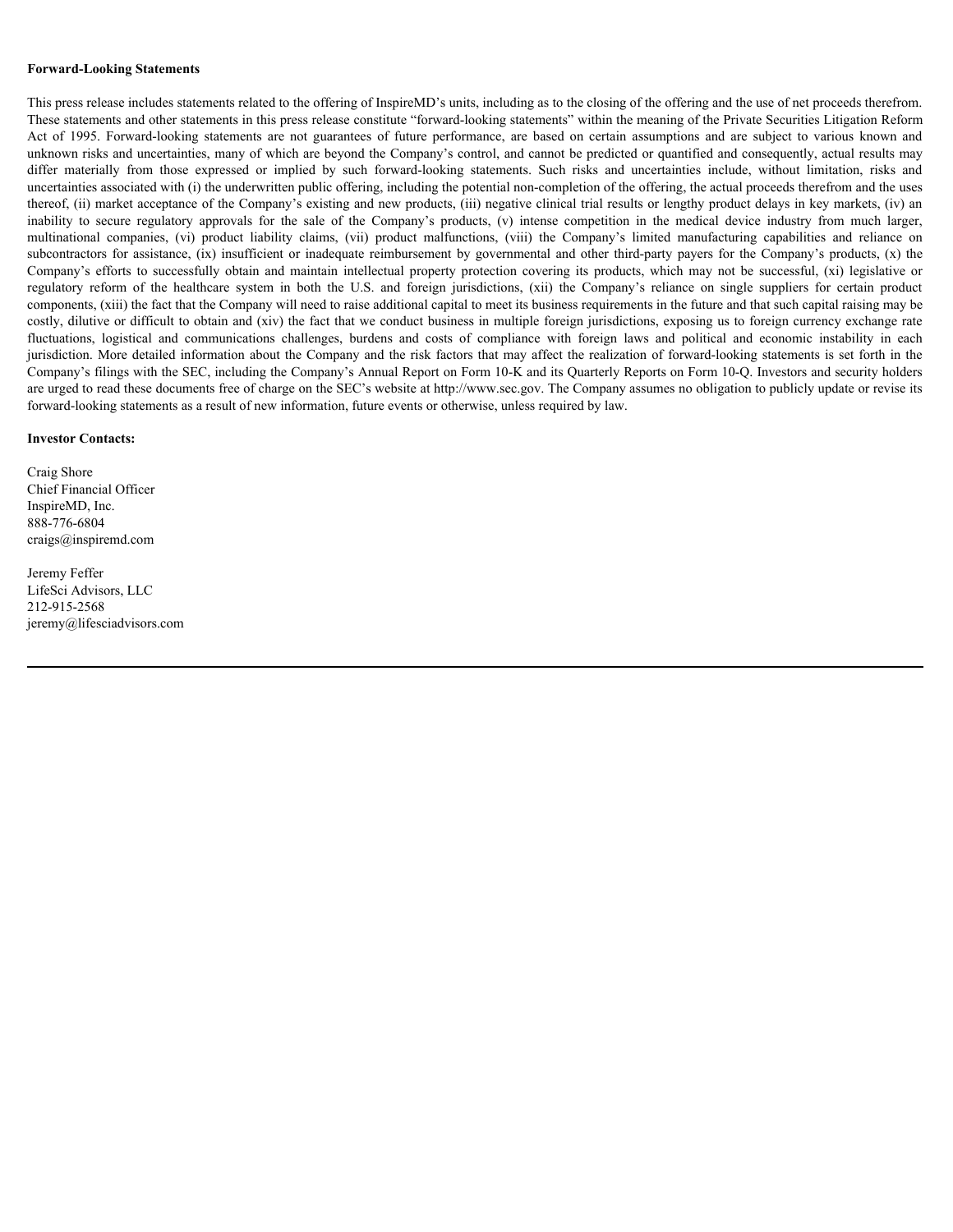**Forward-Looking Statements**

This press release includes statements related to the offering of InspireMD's units, including as to the closing of the offering and the use of net proceeds therefrom. These statements and other statements in this press release constitute "forward-looking statements" within the meaning of the Private Securities Litigation Reform Act of 1995. Forward-looking statements are not guarantees of future performance, are based on certain assumptions and are subject to various known and unknown risks and uncertainties, many of which are beyond the Company's control, and cannot be predicted or quantified and consequently, actual results may differ materially from those expressed or implied by such forward-looking statements. Such risks and uncertainties include, without limitation, risks and uncertainties associated with (i) the underwritten public offering, including the potential non-completion of the offering, the actual proceeds therefrom and the uses thereof, (ii) market acceptance of the Company's existing and new products, (iii) negative clinical trial results or lengthy product delays in key markets, (iv) an inability to secure regulatory approvals for the sale of the Company's products, (v) intense competition in the medical device industry from much larger, multinational companies, (vi) product liability claims, (vii) product malfunctions, (viii) the Company's limited manufacturing capabilities and reliance on subcontractors for assistance, (ix) insufficient or inadequate reimbursement by governmental and other third-party payers for the Company's products, (x) the Company's efforts to successfully obtain and maintain intellectual property protection covering its products, which may not be successful, (xi) legislative or regulatory reform of the healthcare system in both the U.S. and foreign jurisdictions, (xii) the Company's reliance on single suppliers for certain product components, (xiii) the fact that the Company will need to raise additional capital to meet its business requirements in the future and that such capital raising may be costly, dilutive or difficult to obtain and (xiv) the fact that we conduct business in multiple foreign jurisdictions, exposing us to foreign currency exchange rate fluctuations, logistical and communications challenges, burdens and costs of compliance with foreign laws and political and economic instability in each jurisdiction. More detailed information about the Company and the risk factors that may affect the realization of forward-looking statements is set forth in the Company's filings with the SEC, including the Company's Annual Report on Form 10-K and its Quarterly Reports on Form 10-Q. Investors and security holders are urged to read these documents free of charge on the SEC's website at http://www.sec.gov. The Company assumes no obligation to publicly update or revise its forward-looking statements as a result of new information, future events or otherwise, unless required by law.

**Investor Contacts:**

Craig Shore
Chief Financial Officer
InspireMD, Inc.
888-776-6804
craigs@inspiremd.com

Jeremy Feffer
LifeSci Advisors, LLC
212-915-2568
jeremy@lifesciadvisors.com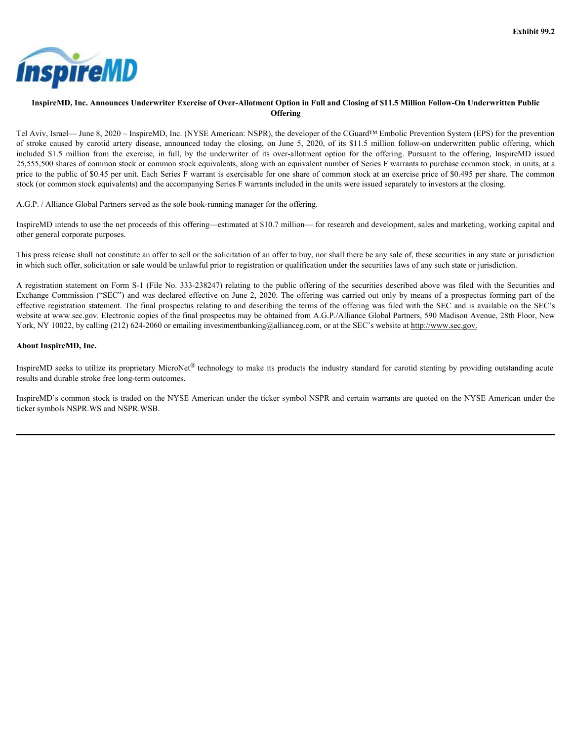Exhibit 99.2

**InspireMD, Inc. Announces Underwriter Exercise of Over-Allotment Option in Full and Closing of $11.5 Million Follow-On Underwritten Public Offering**

Tel Aviv, Israel— June 8, 2020 – InspireMD, Inc. (NYSE American: NSPR), the developer of the CGuard™ Embolic Prevention System (EPS) for the prevention of stroke caused by carotid artery disease, announced today the closing, on June 5, 2020, of its $11.5 million follow-on underwritten public offering, which included $1.5 million from the exercise, in full, by the underwriter of its over-allotment option for the offering. Pursuant to the offering, InspireMD issued 25,555,500 shares of common stock or common stock equivalents, along with an equivalent number of Series F warrants to purchase common stock, in units, at a price to the public of $0.45 per unit. Each Series F warrant is exercisable for one share of common stock at an exercise price of $0.495 per share. The common stock (or common stock equivalents) and the accompanying Series F warrants included in the units were issued separately to investors at the closing.

A.G.P. / Alliance Global Partners served as the sole book-running manager for the offering.

InspireMD intends to use the net proceeds of this offering—estimated at $10.7 million— for research and development, sales and marketing, working capital and other general corporate purposes.

This press release shall not constitute an offer to sell or the solicitation of an offer to buy, nor shall there be any sale of, these securities in any state or jurisdiction in which such offer, solicitation or sale would be unlawful prior to registration or qualification under the securities laws of any such state or jurisdiction.

A registration statement on Form S-1 (File No. 333-238247) relating to the public offering of the securities described above was filed with the Securities and Exchange Commission ("SEC") and was declared effective on June 2, 2020. The offering was carried out only by means of a prospectus forming part of the effective registration statement. The final prospectus relating to and describing the terms of the offering was filed with the SEC and is available on the SEC's website at www.sec.gov. Electronic copies of the final prospectus may be obtained from A.G.P./Alliance Global Partners, 590 Madison Avenue, 28th Floor, New York, NY 10022, by calling (212) 624-2060 or emailing investmentbanking@allianceg.com, or at the SEC's website at http://www.sec.gov.

**About InspireMD, Inc.**

InspireMD seeks to utilize its proprietary MicroNet® technology to make its products the industry standard for carotid stenting by providing outstanding acute results and durable stroke free long-term outcomes.

InspireMD's common stock is traded on the NYSE American under the ticker symbol NSPR and certain warrants are quoted on the NYSE American under the ticker symbols NSPR.WS and NSPR.WSB.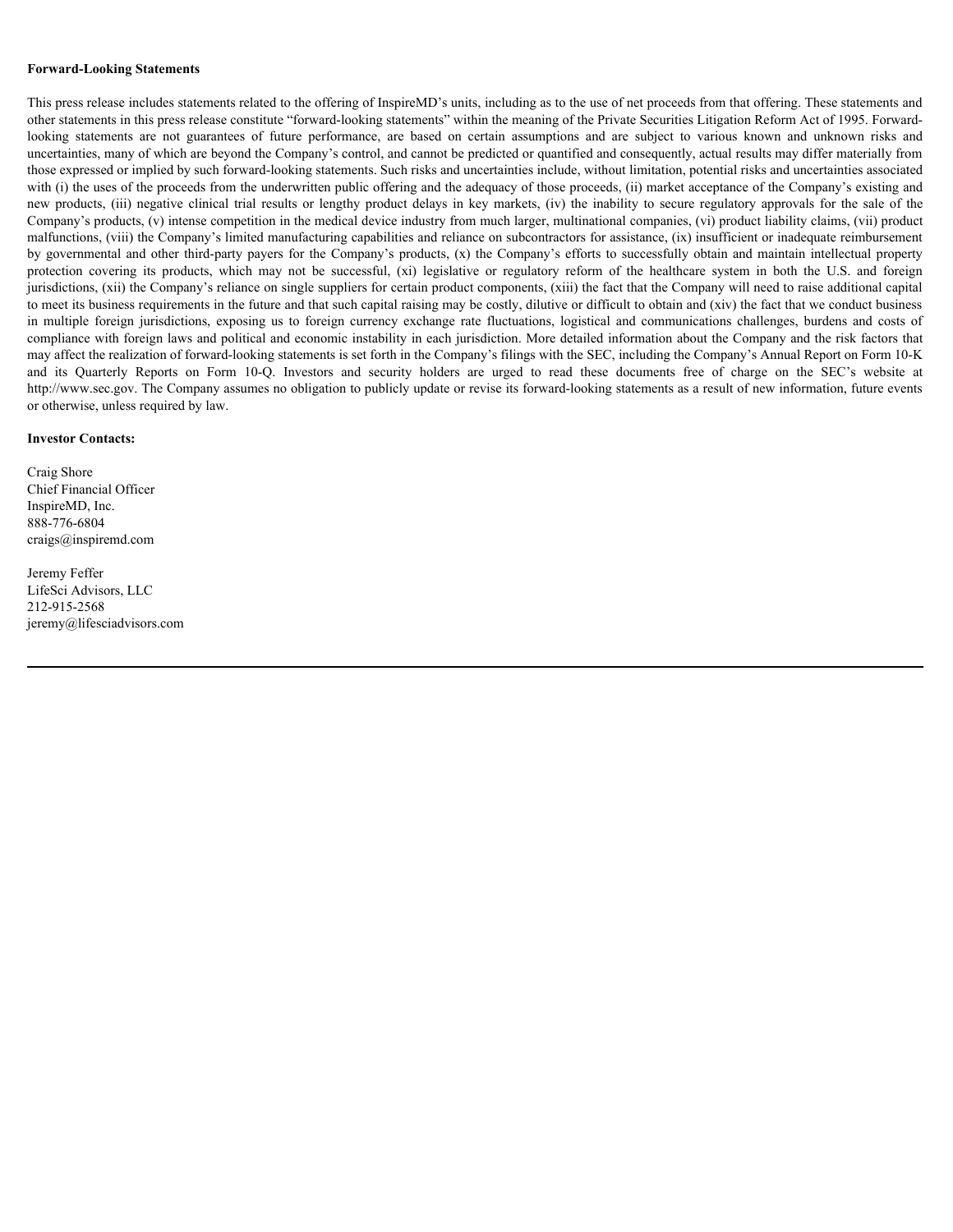**Forward-Looking Statements**

This press release includes statements related to the offering of InspireMD's units, including as to the use of net proceeds from that offering. These statements and other statements in this press release constitute "forward-looking statements" within the meaning of the Private Securities Litigation Reform Act of 1995. Forward-looking statements are not guarantees of future performance, are based on certain assumptions and are subject to various known and unknown risks and uncertainties, many of which are beyond the Company's control, and cannot be predicted or quantified and consequently, actual results may differ materially from those expressed or implied by such forward-looking statements. Such risks and uncertainties include, without limitation, potential risks and uncertainties associated with (i) the uses of the proceeds from the underwritten public offering and the adequacy of those proceeds, (ii) market acceptance of the Company's existing and new products, (iii) negative clinical trial results or lengthy product delays in key markets, (iv) the inability to secure regulatory approvals for the sale of the Company's products, (v) intense competition in the medical device industry from much larger, multinational companies, (vi) product liability claims, (vii) product malfunctions, (viii) the Company's limited manufacturing capabilities and reliance on subcontractors for assistance, (ix) insufficient or inadequate reimbursement by governmental and other third-party payers for the Company's products, (x) the Company's efforts to successfully obtain and maintain intellectual property protection covering its products, which may not be successful, (xi) legislative or regulatory reform of the healthcare system in both the U.S. and foreign jurisdictions, (xii) the Company's reliance on single suppliers for certain product components, (xiii) the fact that the Company will need to raise additional capital to meet its business requirements in the future and that such capital raising may be costly, dilutive or difficult to obtain and (xiv) the fact that we conduct business in multiple foreign jurisdictions, exposing us to foreign currency exchange rate fluctuations, logistical and communications challenges, burdens and costs of compliance with foreign laws and political and economic instability in each jurisdiction. More detailed information about the Company and the risk factors that may affect the realization of forward-looking statements is set forth in the Company's filings with the SEC, including the Company's Annual Report on Form 10-K and its Quarterly Reports on Form 10-Q. Investors and security holders are urged to read these documents free of charge on the SEC's website at http://www.sec.gov. The Company assumes no obligation to publicly update or revise its forward-looking statements as a result of new information, future events or otherwise, unless required by law.

**Investor Contacts:**

Craig Shore
Chief Financial Officer
InspireMD, Inc.
888-776-6804
craigs@inspiremd.com

Jeremy Feffer
LifeSci Advisors, LLC
212-915-2568
jeremy@lifesciadvisors.com